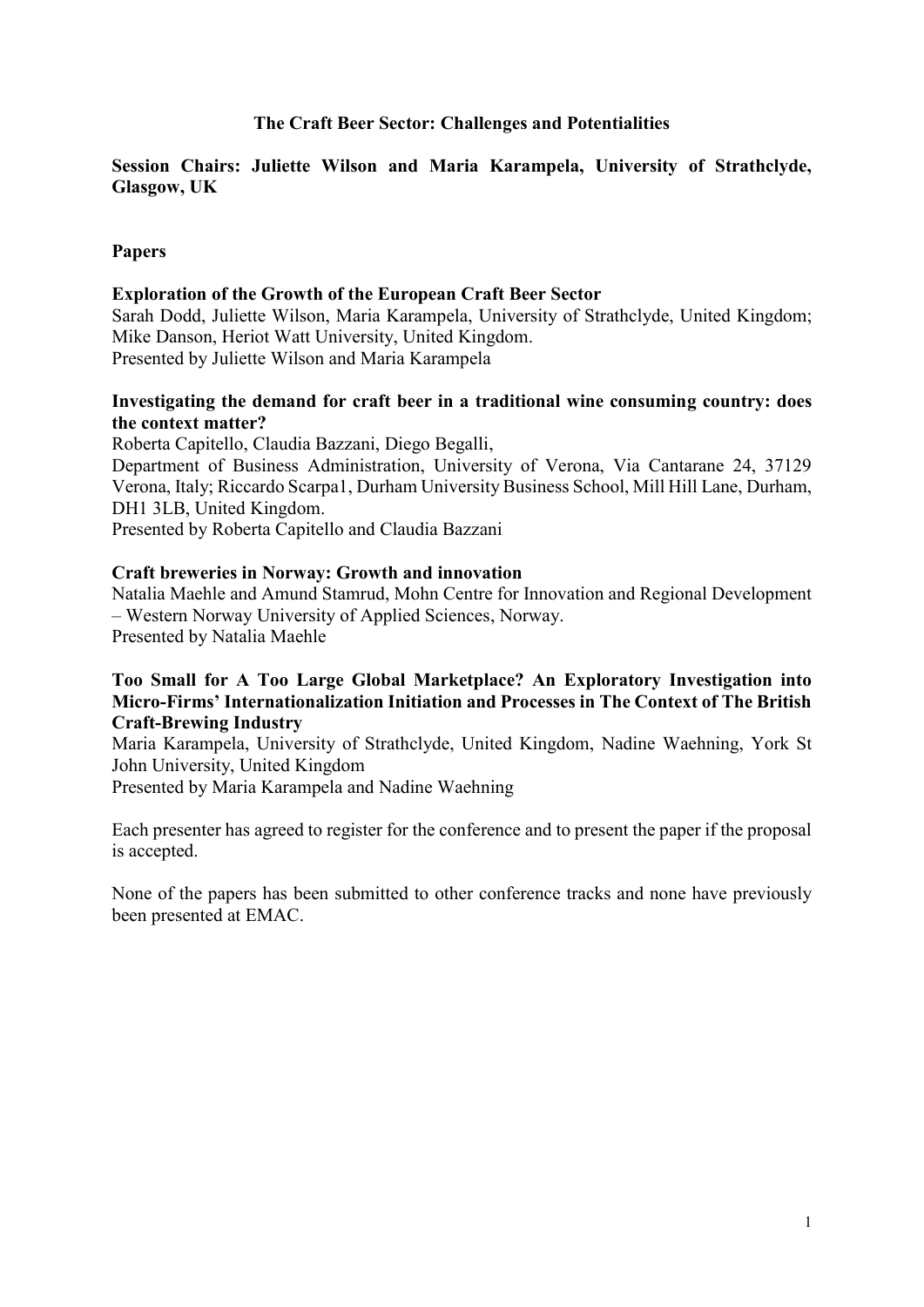# The Craft Beer Sector: Challenges and Potentialities

**Session Chairs: Juliette Wilson and Maria Karampela, University of Strathclyde, Glasgow, UK**

## Papers

**Exploration of the Growth of the European Craft Beer Sector**
Sarah Dodd, Juliette Wilson, Maria Karampela, University of Strathclyde, United Kingdom; Mike Danson, Heriot Watt University, United Kingdom.
Presented by Juliette Wilson and Maria Karampela

**Investigating the demand for craft beer in a traditional wine consuming country: does the context matter?**
Roberta Capitello, Claudia Bazzani, Diego Begalli,
Department of Business Administration, University of Verona, Via Cantarane 24, 37129 Verona, Italy; Riccardo Scarpa1, Durham University Business School, Mill Hill Lane, Durham, DH1 3LB, United Kingdom.
Presented by Roberta Capitello and Claudia Bazzani

**Craft breweries in Norway: Growth and innovation**
Natalia Maehle and Amund Stamrud, Mohn Centre for Innovation and Regional Development – Western Norway University of Applied Sciences, Norway.
Presented by Natalia Maehle

**Too Small for A Too Large Global Marketplace? An Exploratory Investigation into Micro-Firms' Internationalization Initiation and Processes in The Context of The British Craft-Brewing Industry**
Maria Karampela, University of Strathclyde, United Kingdom, Nadine Waehning, York St John University, United Kingdom
Presented by Maria Karampela and Nadine Waehning

Each presenter has agreed to register for the conference and to present the paper if the proposal is accepted.

None of the papers has been submitted to other conference tracks and none have previously been presented at EMAC.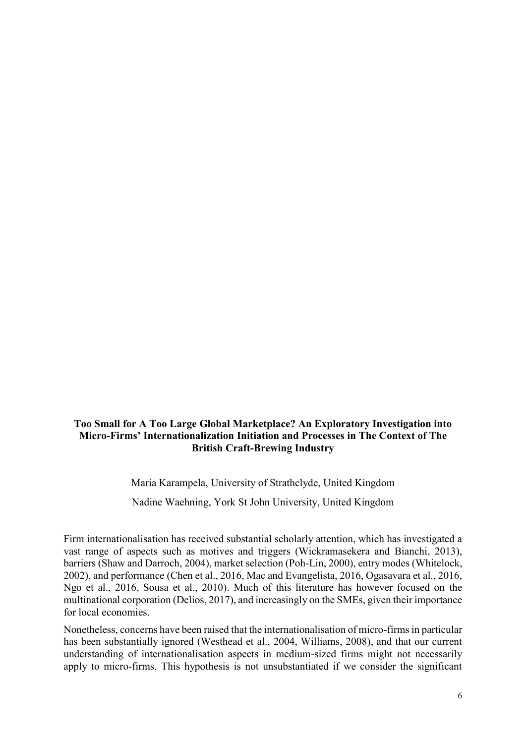**Too Small for A Too Large Global Marketplace? An Exploratory Investigation into Micro-Firms' Internationalization Initiation and Processes in The Context of The British Craft-Brewing Industry**

Maria Karampela, University of Strathclyde, United Kingdom

Nadine Waehning, York St John University, United Kingdom

Firm internationalisation has received substantial scholarly attention, which has investigated a vast range of aspects such as motives and triggers (Wickramasekera and Bianchi, 2013), barriers (Shaw and Darroch, 2004), market selection (Poh-Lin, 2000), entry modes (Whitelock, 2002), and performance (Chen et al., 2016, Mac and Evangelista, 2016, Ogasavara et al., 2016, Ngo et al., 2016, Sousa et al., 2010). Much of this literature has however focused on the multinational corporation (Delios, 2017), and increasingly on the SMEs, given their importance for local economies.

Nonetheless, concerns have been raised that the internationalisation of micro-firms in particular has been substantially ignored (Westhead et al., 2004, Williams, 2008), and that our current understanding of internationalisation aspects in medium-sized firms might not necessarily apply to micro-firms. This hypothesis is not unsubstantiated if we consider the significant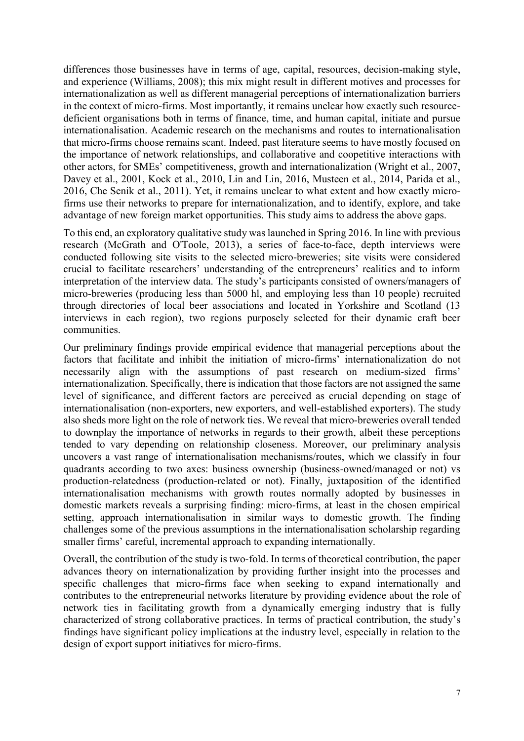differences those businesses have in terms of age, capital, resources, decision-making style, and experience (Williams, 2008); this mix might result in different motives and processes for internationalization as well as different managerial perceptions of internationalization barriers in the context of micro-firms. Most importantly, it remains unclear how exactly such resource-deficient organisations both in terms of finance, time, and human capital, initiate and pursue internationalisation. Academic research on the mechanisms and routes to internationalisation that micro-firms choose remains scant. Indeed, past literature seems to have mostly focused on the importance of network relationships, and collaborative and coopetitive interactions with other actors, for SMEs' competitiveness, growth and internationalization (Wright et al., 2007, Davey et al., 2001, Kock et al., 2010, Lin and Lin, 2016, Musteen et al., 2014, Parida et al., 2016, Che Senik et al., 2011). Yet, it remains unclear to what extent and how exactly micro-firms use their networks to prepare for internationalization, and to identify, explore, and take advantage of new foreign market opportunities. This study aims to address the above gaps.

To this end, an exploratory qualitative study was launched in Spring 2016. In line with previous research (McGrath and O'Toole, 2013), a series of face-to-face, depth interviews were conducted following site visits to the selected micro-breweries; site visits were considered crucial to facilitate researchers' understanding of the entrepreneurs' realities and to inform interpretation of the interview data. The study's participants consisted of owners/managers of micro-breweries (producing less than 5000 hl, and employing less than 10 people) recruited through directories of local beer associations and located in Yorkshire and Scotland (13 interviews in each region), two regions purposely selected for their dynamic craft beer communities.

Our preliminary findings provide empirical evidence that managerial perceptions about the factors that facilitate and inhibit the initiation of micro-firms' internationalization do not necessarily align with the assumptions of past research on medium-sized firms' internationalization. Specifically, there is indication that those factors are not assigned the same level of significance, and different factors are perceived as crucial depending on stage of internationalisation (non-exporters, new exporters, and well-established exporters). The study also sheds more light on the role of network ties. We reveal that micro-breweries overall tended to downplay the importance of networks in regards to their growth, albeit these perceptions tended to vary depending on relationship closeness. Moreover, our preliminary analysis uncovers a vast range of internationalisation mechanisms/routes, which we classify in four quadrants according to two axes: business ownership (business-owned/managed or not) vs production-relatedness (production-related or not). Finally, juxtaposition of the identified internationalisation mechanisms with growth routes normally adopted by businesses in domestic markets reveals a surprising finding: micro-firms, at least in the chosen empirical setting, approach internationalisation in similar ways to domestic growth. The finding challenges some of the previous assumptions in the internationalisation scholarship regarding smaller firms' careful, incremental approach to expanding internationally.

Overall, the contribution of the study is two-fold. In terms of theoretical contribution, the paper advances theory on internationalization by providing further insight into the processes and specific challenges that micro-firms face when seeking to expand internationally and contributes to the entrepreneurial networks literature by providing evidence about the role of network ties in facilitating growth from a dynamically emerging industry that is fully characterized of strong collaborative practices. In terms of practical contribution, the study's findings have significant policy implications at the industry level, especially in relation to the design of export support initiatives for micro-firms.